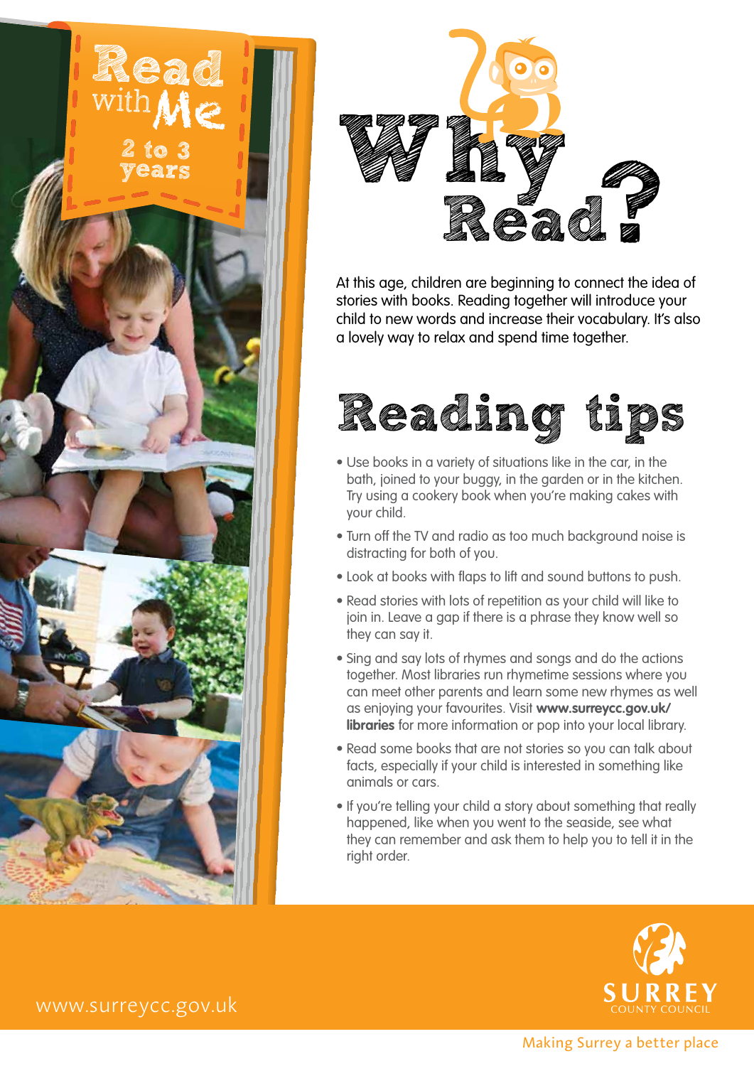# Read with Me

2 to 3 years

# Why Read?

At this age, children are beginning to connect the idea of stories with books. Reading together will introduce your child to new words and increase their vocabulary. It's also a lovely way to relax and spend time together.

## Reading tips

- Use books in a variety of situations like in the car, in the bath, joined to your buggy, in the garden or in the kitchen. Try using a cookery book when you're making cakes with your child.
- Turn off the TV and radio as too much background noise is distracting for both of you.
- Look at books with flaps to lift and sound buttons to push.
- Read stories with lots of repetition as your child will like to join in. Leave a gap if there is a phrase they know well so they can say it.
- Sing and say lots of rhymes and songs and do the actions together. Most libraries run rhymetime sessions where you can meet other parents and learn some new rhymes as well as enjoying your favourites. Visit **www.surreycc.gov.uk/libraries** for more information or pop into your local library.
- Read some books that are not stories so you can talk about facts, especially if your child is interested in something like animals or cars.
- If you're telling your child a story about something that really happened, like when you went to the seaside, see what they can remember and ask them to help you to tell it in the right order.

www.surreycc.gov.uk

SURREY COUNTY COUNCIL

Making Surrey a better place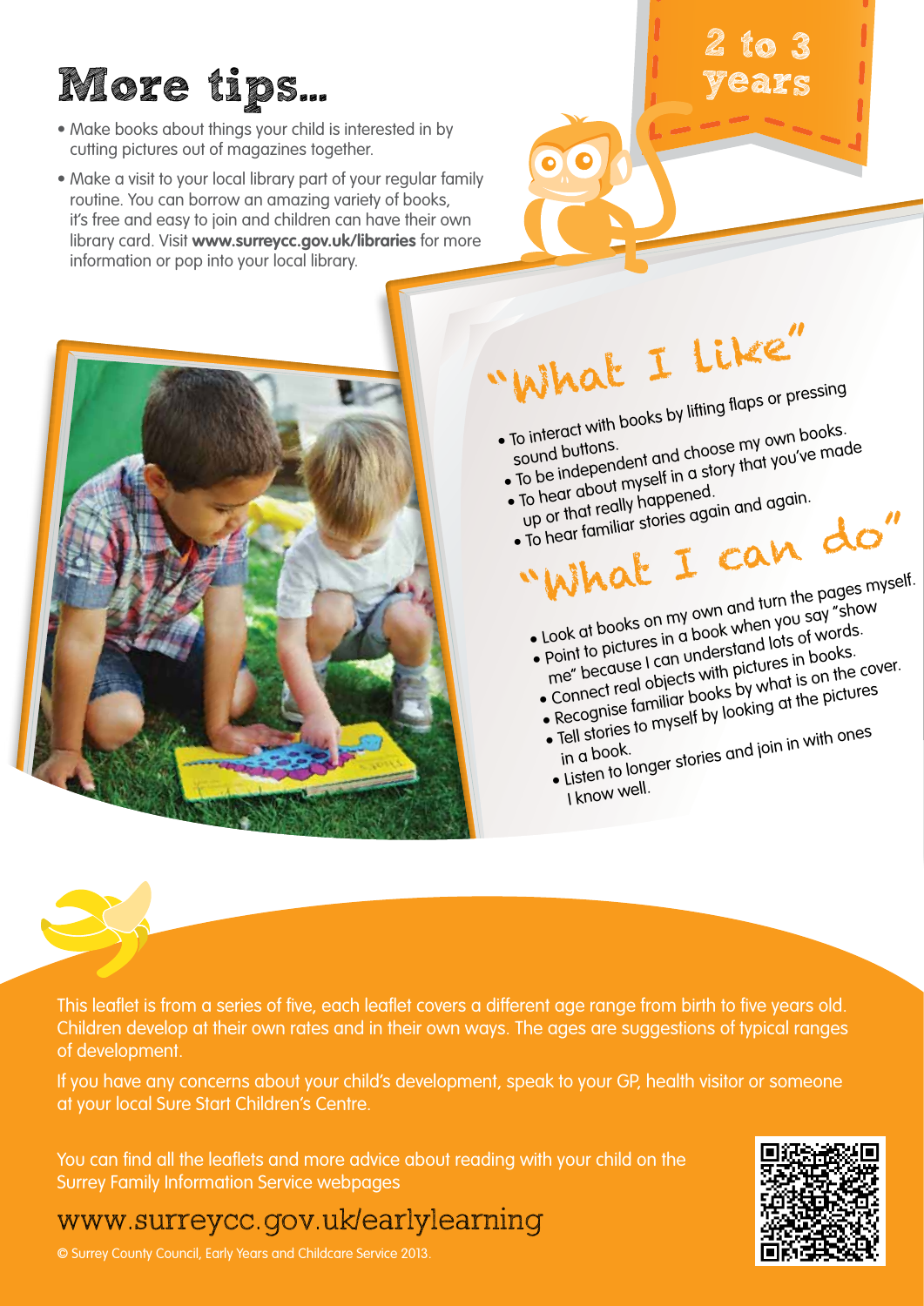# More tips...

- Make books about things your child is interested in by cutting pictures out of magazines together.
- Make a visit to your local library part of your regular family routine. You can borrow an amazing variety of books, it's free and easy to join and children can have their own library card. Visit **www.surreycc.gov.uk/libraries** for more information or pop into your local library.

## 2 to 3 years

## "What I like"

- To interact with books by lifting flaps or pressing sound buttons.
- To be independent and choose my own books.
- To hear about myself in a story that you've made up or that really happened.
- To hear familiar stories again and again.

## "What I can do"

- Look at books on my own and turn the pages myself.
- Point to pictures in a book when you say "show me" because I can understand lots of words.
- Connect real objects with pictures in books.
- Recognise familiar books by what is on the cover.
- Tell stories to myself by looking at the pictures in a book.
- Listen to longer stories and join in with ones I know well.

This leaflet is from a series of five, each leaflet covers a different age range from birth to five years old. Children develop at their own rates and in their own ways. The ages are suggestions of typical ranges of development.

If you have any concerns about your child's development, speak to your GP, health visitor or someone at your local Sure Start Children's Centre.

You can find all the leaflets and more advice about reading with your child on the Surrey Family Information Service webpages

www.surreycc.gov.uk/earlylearning

© Surrey County Council, Early Years and Childcare Service 2013.